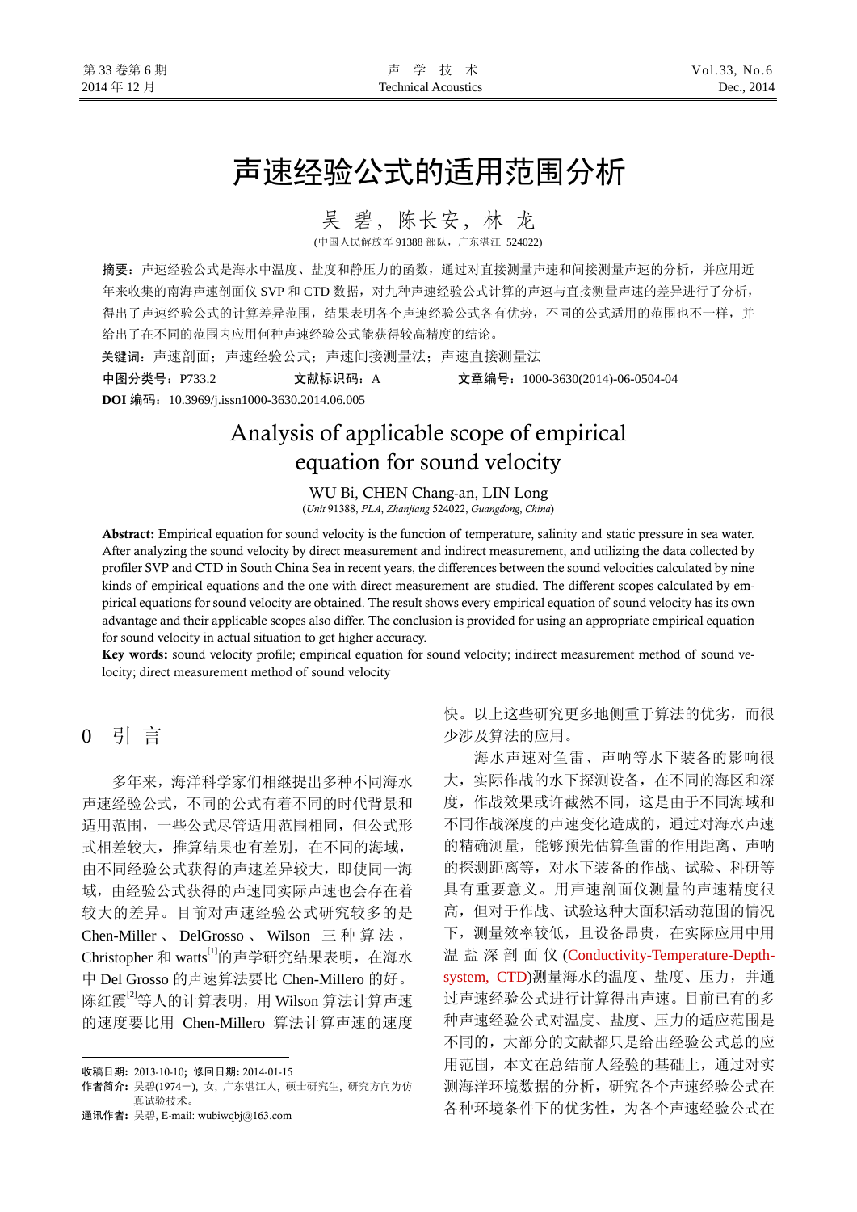# 声速经验公式的适用范围分析

吴 碧，陈长安，林 龙

(中国人民解放军 91388 部队，广东湛江 524022)

**摘要**：声速经验公式是海水中温度、盐度和静压力的函数，通过对直接测量声速和间接测量声速的分析，并应用近年来收集的南海声速剖面仪 SVP 和 CTD 数据，对九种声速经验公式计算的声速与直接测量声速的差异进行了分析，得出了声速经验公式的计算差异范围，结果表明各个声速经验公式各有优势，不同的公式适用的范围也不一样，并给出了在不同的范围内应用何种声速经验公式能获得较高精度的结论。

**关键词**：声速剖面；声速经验公式；声速间接测量法；声速直接测量法

**中图分类号**：P733.2　　**文献标识码**：A　　**文章编号**：1000-3630(2014)-06-0504-04

**DOI 编码**：10.3969/j.issn1000-3630.2014.06.005

# Analysis of applicable scope of empirical equation for sound velocity

WU Bi, CHEN Chang-an, LIN Long

(*Unit* 91388, *PLA*, *Zhanjiang* 524022, *Guangdong*, *China*)

**Abstract:** Empirical equation for sound velocity is the function of temperature, salinity and static pressure in sea water. After analyzing the sound velocity by direct measurement and indirect measurement, and utilizing the data collected by profiler SVP and CTD in South China Sea in recent years, the differences between the sound velocities calculated by nine kinds of empirical equations and the one with direct measurement are studied. The different scopes calculated by empirical equations for sound velocity are obtained. The result shows every empirical equation of sound velocity has its own advantage and their applicable scopes also differ. The conclusion is provided for using an appropriate empirical equation for sound velocity in actual situation to get higher accuracy.

**Key words:** sound velocity profile; empirical equation for sound velocity; indirect measurement method of sound velocity; direct measurement method of sound velocity

## 0 引 言

多年来，海洋科学家们相继提出多种不同海水声速经验公式，不同的公式有着不同的时代背景和适用范围，一些公式尽管适用范围相同，但公式形式相差较大，推算结果也有差别，在不同的海域，由不同经验公式获得的声速差异较大，即使同一海域，由经验公式获得的声速同实际声速也会存在着较大的差异。目前对声速经验公式研究较多的是 Chen-Miller、DelGrosso、Wilson 三种算法，Christopher 和 watts[1]的声学研究结果表明，在海水中 Del Grosso 的声速算法要比 Chen-Millero 的好。陈红霞[2]等人的计算表明，用 Wilson 算法计算声速的速度要比用 Chen-Millero 算法计算声速的速度快。以上这些研究更多地侧重于算法的优劣，而很少涉及算法的应用。

海水声速对鱼雷、声呐等水下装备的影响很大，实际作战的水下探测设备，在不同的海区和深度，作战效果或许截然不同，这是由于不同海域和不同作战深度的声速变化造成的，通过对海水声速的精确测量，能够预先估算鱼雷的作用距离、声呐的探测距离等，对水下装备的作战、试验、科研等具有重要意义。用声速剖面仪测量的声速精度很高，但对于作战、试验这种大面积活动范围的情况下，测量效率较低，且设备昂贵，在实际应用中用温盐深剖面仪(Conductivity-Temperature-Depth-system, CTD)测量海水的温度、盐度、压力，并通过声速经验公式进行计算得出声速。目前已有的多种声速经验公式对温度、盐度、压力的适应范围是不同的，大部分的文献都只是给出经验公式总的应用范围，本文在总结前人经验的基础上，通过对实测海洋环境数据的分析，研究各个声速经验公式在各种环境条件下的优劣性，为各个声速经验公式在

---

**收稿日期**：2013-10-10；**修回日期**：2014-01-15

**作者简介**：吴碧(1974－)，女，广东湛江人，硕士研究生，研究方向为仿真试验技术。

**通讯作者**：吴碧，E-mail: wubiwqbj@163.com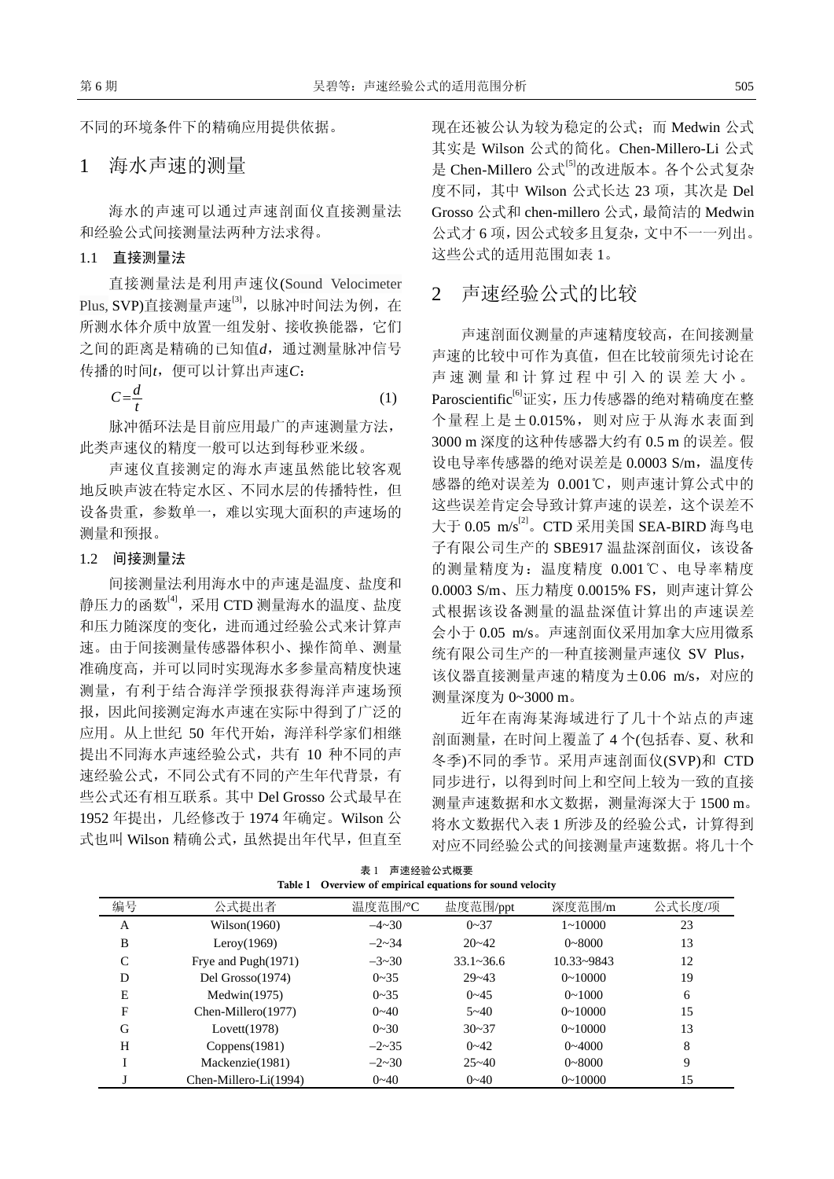不同的环境条件下的精确应用提供依据。

# 1　海水声速的测量

海水的声速可以通过声速剖面仪直接测量法和经验公式间接测量法两种方法求得。

## 1.1　直接测量法

直接测量法是利用声速仪(Sound Velocimeter Plus, SVP)直接测量声速[3]，以脉冲时间法为例，在所测水体介质中放置一组发射、接收换能器，它们之间的距离是精确的已知值$d$，通过测量脉冲信号传播的时间$t$，便可以计算出声速$C$：

$$C=\frac{d}{t} \tag{1}$$

脉冲循环法是目前应用最广的声速测量方法，此类声速仪的精度一般可以达到每秒亚米级。

声速仪直接测定的海水声速虽然能比较客观地反映声波在特定水区、不同水层的传播特性，但设备贵重，参数单一，难以实现大面积的声速场的测量和预报。

## 1.2　间接测量法

间接测量法利用海水中的声速是温度、盐度和静压力的函数[4]，采用 CTD 测量海水的温度、盐度和压力随深度的变化，进而通过经验公式来计算声速。由于间接测量传感器体积小、操作简单、测量准确度高，并可以同时实现海水多参量高精度快速测量，有利于结合海洋学预报获得海洋声速场预报，因此间接测定海水声速在实际中得到了广泛的应用。从上世纪 50 年代开始，海洋科学家们相继提出不同海水声速经验公式，共有 10 种不同的声速经验公式，不同公式有不同的产生年代背景，有些公式还有相互联系。其中 Del Grosso 公式最早在 1952 年提出，几经修改于 1974 年确定。Wilson 公式也叫 Wilson 精确公式，虽然提出年代早，但直至现在还被公认为较为稳定的公式；而 Medwin 公式其实是 Wilson 公式的简化。Chen-Millero-Li 公式是 Chen-Millero 公式[5]的改进版本。各个公式复杂度不同，其中 Wilson 公式长达 23 项，其次是 Del Grosso 公式和 chen-millero 公式，最简洁的 Medwin 公式才 6 项，因公式较多且复杂，文中不一一列出。这些公式的适用范围如表 1。

# 2　声速经验公式的比较

声速剖面仪测量的声速精度较高，在间接测量声速的比较中可作为真值，但在比较前须先讨论在声速测量和计算过程中引入的误差大小。Paroscientific[6]证实，压力传感器的绝对精确度在整个量程上是±0.015%，则对应于从海水表面到 3000 m 深度的这种传感器大约有 0.5 m 的误差。假设电导率传感器的绝对误差是 0.0003 S/m，温度传感器的绝对误差为 0.001℃，则声速计算公式中的这些误差肯定会导致计算声速的误差，这个误差不大于 0.05 m/s[2]。CTD 采用美国 SEA-BIRD 海鸟电子有限公司生产的 SBE917 温盐深剖面仪，该设备的测量精度为：温度精度 0.001℃、电导率精度 0.0003 S/m、压力精度 0.0015% FS，则声速计算公式根据该设备测量的温盐深值计算出的声速误差会小于 0.05 m/s。声速剖面仪采用加拿大应用微系统有限公司生产的一种直接测量声速仪 SV Plus，该仪器直接测量声速的精度为±0.06 m/s，对应的测量深度为 0~3000 m。

近年在南海某海域进行了几十个站点的声速剖面测量，在时间上覆盖了 4 个(包括春、夏、秋和冬季)不同的季节。采用声速剖面仪(SVP)和 CTD 同步进行，以得到时间上和空间上较为一致的直接测量声速数据和水文数据，测量海深大于 1500 m。将水文数据代入表 1 所涉及的经验公式，计算得到对应不同经验公式的间接测量声速数据。将几十个

表 1　声速经验公式概要

Table 1　Overview of empirical equations for sound velocity

| 编号 | 公式提出者 | 温度范围/°C | 盐度范围/ppt | 深度范围/m | 公式长度/项 |
|---|---|---|---|---|---|
| A | Wilson(1960) | –4~30 | 0~37 | 1~10000 | 23 |
| B | Leroy(1969) | –2~34 | 20~42 | 0~8000 | 13 |
| C | Frye and Pugh(1971) | –3~30 | 33.1~36.6 | 10.33~9843 | 12 |
| D | Del Grosso(1974) | 0~35 | 29~43 | 0~10000 | 19 |
| E | Medwin(1975) | 0~35 | 0~45 | 0~1000 | 6 |
| F | Chen-Millero(1977) | 0~40 | 5~40 | 0~10000 | 15 |
| G | Lovett(1978) | 0~30 | 30~37 | 0~10000 | 13 |
| H | Coppens(1981) | –2~35 | 0~42 | 0~4000 | 8 |
| I | Mackenzie(1981) | –2~30 | 25~40 | 0~8000 | 9 |
| J | Chen-Millero-Li(1994) | 0~40 | 0~40 | 0~10000 | 15 |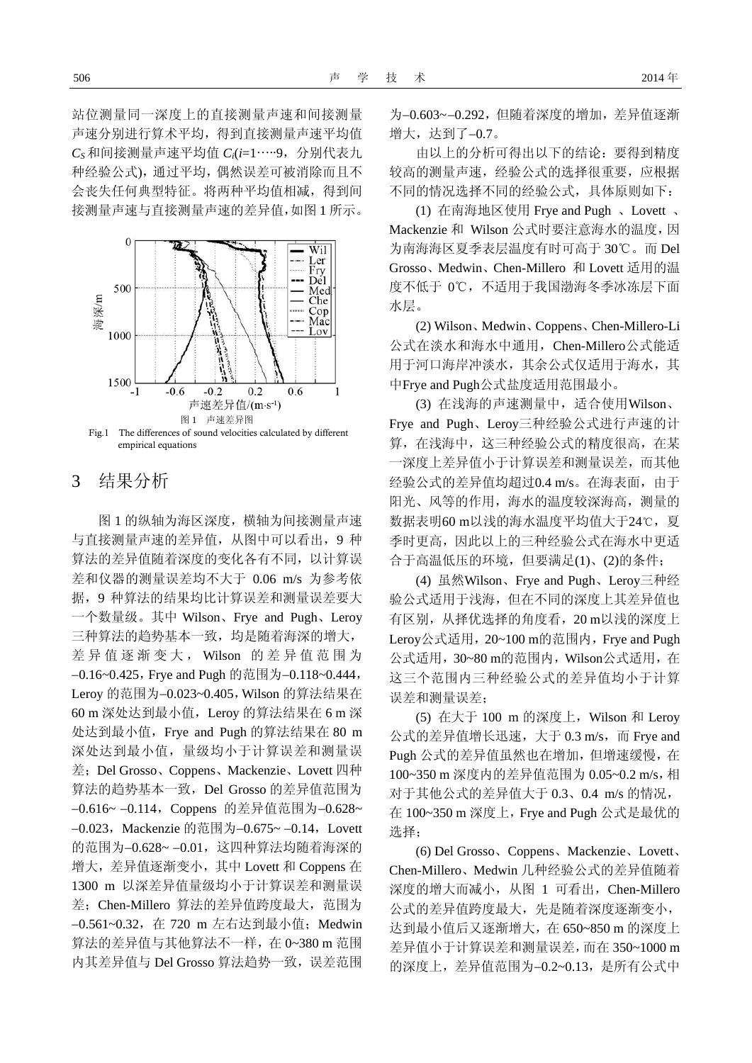站位测量同一深度上的直接测量声速和间接测量声速分别进行算术平均，得到直接测量声速平均值 $C_S$ 和间接测量声速平均值 $C_i$($i$=1…··9，分别代表九种经验公式)，通过平均，偶然误差可被消除而且不会丧失任何典型特征。将两种平均值相减，得到间接测量声速与直接测量声速的差异值，如图 1 所示。

图 1 声速差异图

Fig.1 The differences of sound velocities calculated by different empirical equations

## 3 结果分析

图 1 的纵轴为海区深度，横轴为间接测量声速与直接测量声速的差异值，从图中可以看出，9 种算法的差异值随着深度的变化各有不同，以计算误差和仪器的测量误差均不大于 0.06 m/s 为参考依据，9 种算法的结果均比计算误差和测量误差要大一个数量级。其中 Wilson、Frye and Pugh、Leroy 三种算法的趋势基本一致，均是随着海深的增大，差异值逐渐变大，Wilson 的差异值范围为 –0.16~0.425，Frye and Pugh 的范围为–0.118~0.444，Leroy 的范围为–0.023~0.405，Wilson 的算法结果在 60 m 深处达到最小值，Leroy 的算法结果在 6 m 深处达到最小值，Frye and Pugh 的算法结果在 80 m 深处达到最小值，量级均小于计算误差和测量误差；Del Grosso、Coppens、Mackenzie、Lovett 四种算法的趋势基本一致，Del Grosso 的差异值范围为 –0.616~ –0.114，Coppens 的差异值范围为–0.628~ –0.023，Mackenzie 的范围为–0.675~ –0.14，Lovett 的范围为–0.628~ –0.01，这四种算法均随着海深的增大，差异值逐渐变小，其中 Lovett 和 Coppens 在 1300 m 以深差异值量级均小于计算误差和测量误差；Chen-Millero 算法的差异值跨度最大，范围为 –0.561~0.32，在 720 m 左右达到最小值；Medwin 算法的差异值与其他算法不一样，在 0~380 m 范围内其差异值与 Del Grosso 算法趋势一致，误差范围为–0.603~–0.292，但随着深度的增加，差异值逐渐增大，达到了–0.7。

由以上的分析可得出以下的结论：要得到精度较高的测量声速，经验公式的选择很重要，应根据不同的情况选择不同的经验公式，具体原则如下：

(1) 在南海地区使用 Frye and Pugh 、Lovett 、Mackenzie 和 Wilson 公式时要注意海水的温度，因为南海海区夏季表层温度有时可高于 30℃。而 Del Grosso、Medwin、Chen-Millero 和 Lovett 适用的温度不低于 0℃，不适用于我国渤海冬季冰冻层下面水层。

(2) Wilson、Medwin、Coppens、Chen-Millero-Li 公式在淡水和海水中通用，Chen-Millero公式能适用于河口海岸冲淡水，其余公式仅适用于海水，其中Frye and Pugh公式盐度适用范围最小。

(3) 在浅海的声速测量中，适合使用Wilson、Frye and Pugh、Leroy三种经验公式进行声速的计算，在浅海中，这三种经验公式的精度很高，在某一深度上差异值小于计算误差和测量误差，而其他经验公式的差异值均超过0.4 m/s。在海表面，由于阳光、风等的作用，海水的温度较深海高，测量的数据表明60 m以浅的海水温度平均值大于24℃，夏季时更高，因此以上的三种经验公式在海水中更适合于高温低压的环境，但要满足(1)、(2)的条件；

(4) 虽然Wilson、Frye and Pugh、Leroy三种经验公式适用于浅海，但在不同的深度上其差异值也有区别，从择优选择的角度看，20 m以浅的深度上Leroy公式适用，20~100 m的范围内，Frye and Pugh公式适用，30~80 m的范围内，Wilson公式适用，在这三个范围内三种经验公式的差异值均小于计算误差和测量误差；

(5) 在大于 100 m 的深度上，Wilson 和 Leroy 公式的差异值增长迅速，大于 0.3 m/s，而 Frye and Pugh 公式的差异值虽然也在增加，但增速缓慢，在 100~350 m 深度内的差异值范围为 0.05~0.2 m/s，相对于其他公式的差异值大于 0.3、0.4 m/s 的情况，在 100~350 m 深度上，Frye and Pugh 公式是最优的选择；

(6) Del Grosso、Coppens、Mackenzie、Lovett、Chen-Millero、Medwin 几种经验公式的差异值随着深度的增大而减小，从图 1 可看出，Chen-Millero 公式的差异值跨度最大，先是随着深度逐渐变小，达到最小值后又逐渐增大，在 650~850 m 的深度上差异值小于计算误差和测量误差，而在 350~1000 m 的深度上，差异值范围为–0.2~0.13，是所有公式中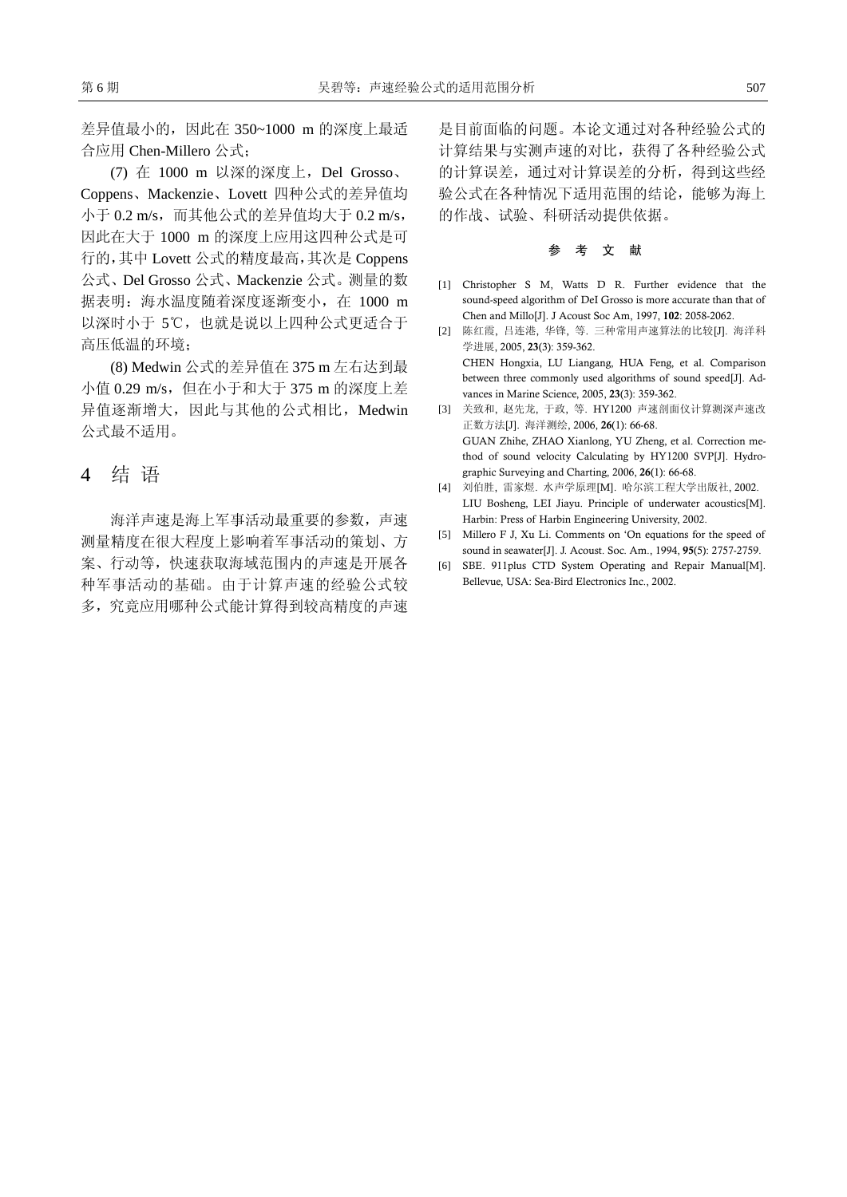差异值最小的，因此在 350~1000 m 的深度上最适合应用 Chen-Millero 公式；

(7) 在 1000 m 以深的深度上，Del Grosso、Coppens、Mackenzie、Lovett 四种公式的差异值均小于 0.2 m/s，而其他公式的差异值均大于 0.2 m/s，因此在大于 1000 m 的深度上应用这四种公式是可行的，其中 Lovett 公式的精度最高，其次是 Coppens 公式、Del Grosso 公式、Mackenzie 公式。测量的数据表明：海水温度随着深度逐渐变小，在 1000 m 以深时小于 5℃，也就是说以上四种公式更适合于高压低温的环境；

(8) Medwin 公式的差异值在 375 m 左右达到最小值 0.29 m/s，但在小于和大于 375 m 的深度上差异值逐渐增大，因此与其他的公式相比，Medwin 公式最不适用。

## 4 结 语

海洋声速是海上军事活动最重要的参数，声速测量精度在很大程度上影响着军事活动的策划、方案、行动等，快速获取海域范围内的声速是开展各种军事活动的基础。由于计算声速的经验公式较多，究竟应用哪种公式能计算得到较高精度的声速是目前面临的问题。本论文通过对各种经验公式的计算结果与实测声速的对比，获得了各种经验公式的计算误差，通过对计算误差的分析，得到这些经验公式在各种情况下适用范围的结论，能够为海上的作战、试验、科研活动提供依据。

## 参 考 文 献

[1] Christopher S M, Watts D R. Further evidence that the sound-speed algorithm of DeI Grosso is more accurate than that of Chen and Millo[J]. J Acoust Soc Am, 1997, **102**: 2058-2062.

[2] 陈红霞，吕连港，华锋，等. 三种常用声速算法的比较[J]. 海洋科学进展, 2005, **23**(3): 359-362.
CHEN Hongxia, LU Liangang, HUA Feng, et al. Comparison between three commonly used algorithms of sound speed[J]. Advances in Marine Science, 2005, **23**(3): 359-362.

[3] 关致和，赵先龙，于政，等. HY1200 声速剖面仪计算测深声速改正数方法[J]. 海洋测绘, 2006, **26**(1): 66-68.
GUAN Zhihe, ZHAO Xianlong, YU Zheng, et al. Correction method of sound velocity Calculating by HY1200 SVP[J]. Hydrographic Surveying and Charting, 2006, **26**(1): 66-68.

[4] 刘伯胜，雷家煜. 水声学原理[M]. 哈尔滨工程大学出版社, 2002.
LIU Bosheng, LEI Jiayu. Principle of underwater acoustics[M]. Harbin: Press of Harbin Engineering University, 2002.

[5] Millero F J, Xu Li. Comments on 'On equations for the speed of sound in seawater[J]. J. Acoust. Soc. Am., 1994, **95**(5): 2757-2759.

[6] SBE. 911plus CTD System Operating and Repair Manual[M]. Bellevue, USA: Sea-Bird Electronics Inc., 2002.